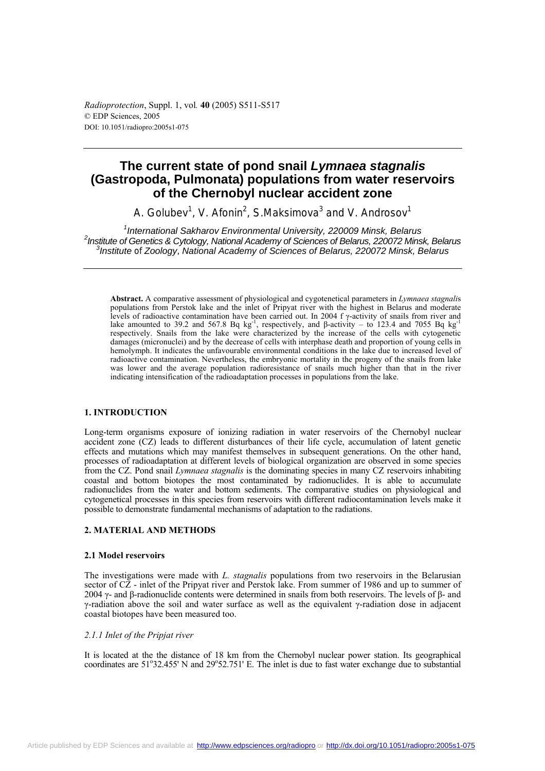# The current state of pond snail *Lymnaea stagnalis* (Gastropoda, Pulmonata) populations from water reservoirs of the Chernobyl nuclear accident zone

A. Golubev[1], V. Afonin[2], S.Maksimova[3] and V. Androsov[1]

[1]*International Sakharov Environmental University, 220009 Minsk, Belarus*
[2]*Institute of Genetics & Cytology, National Academy of Sciences of Belarus, 220072 Minsk, Belarus*
[3]*Institute of Zoology, National Academy of Sciences of Belarus, 220072 Minsk, Belarus*

**Abstract.** A comparative assessment of physiological and cygotenetical parameters in *Lymnaea stagnalis* populations from Perstok lake and the inlet of Pripyat river with the highest in Belarus and moderate levels of radioactive contamination have been carried out. In 2004 f γ-activity of snails from river and lake amounted to 39.2 and 567.8 Bq kg$^{-1}$, respectively, and β-activity – to 123.4 and 7055 Bq kg$^{-1}$ respectively. Snails from the lake were characterized by the increase of the cells with cytogenetic damages (micronuclei) and by the decrease of cells with interphase death and proportion of young cells in hemolymph. It indicates the unfavourable environmental conditions in the lake due to increased level of radioactive contamination. Nevertheless, the embryonic mortality in the progeny of the snails from lake was lower and the average population radioresistance of snails much higher than that in the river indicating intensification of the radioadaptation processes in populations from the lake.

## 1. INTRODUCTION

Long-term organisms exposure of ionizing radiation in water reservoirs of the Chernobyl nuclear accident zone (CZ) leads to different disturbances of their life cycle, accumulation of latent genetic effects and mutations which may manifest themselves in subsequent generations. On the other hand, processes of radioadaptation at different levels of biological organization are observed in some species from the CZ. Pond snail *Lymnaea stagnalis* is the dominating species in many CZ reservoirs inhabiting coastal and bottom biotopes the most contaminated by radionuclides. It is able to accumulate radionuclides from the water and bottom sediments. The comparative studies on physiological and cytogenetical processes in this species from reservoirs with different radiocontamination levels make it possible to demonstrate fundamental mechanisms of adaptation to the radiations.

## 2. MATERIAL AND METHODS

### 2.1 Model reservoirs

The investigations were made with *L. stagnalis* populations from two reservoirs in the Belarusian sector of CZ - inlet of the Pripyat river and Perstok lake. From summer of 1986 and up to summer of 2004 γ- and β-radionuclide contents were determined in snails from both reservoirs. The levels of β- and γ-radiation above the soil and water surface as well as the equivalent γ-radiation dose in adjacent coastal biotopes have been measured too.

#### *2.1.1 Inlet of the Pripjat river*

It is located at the the distance of 18 km from the Chernobyl nuclear power station. Its geographical coordinates are 51°32.455' N and 29°52.751' E. The inlet is due to fast water exchange due to substantial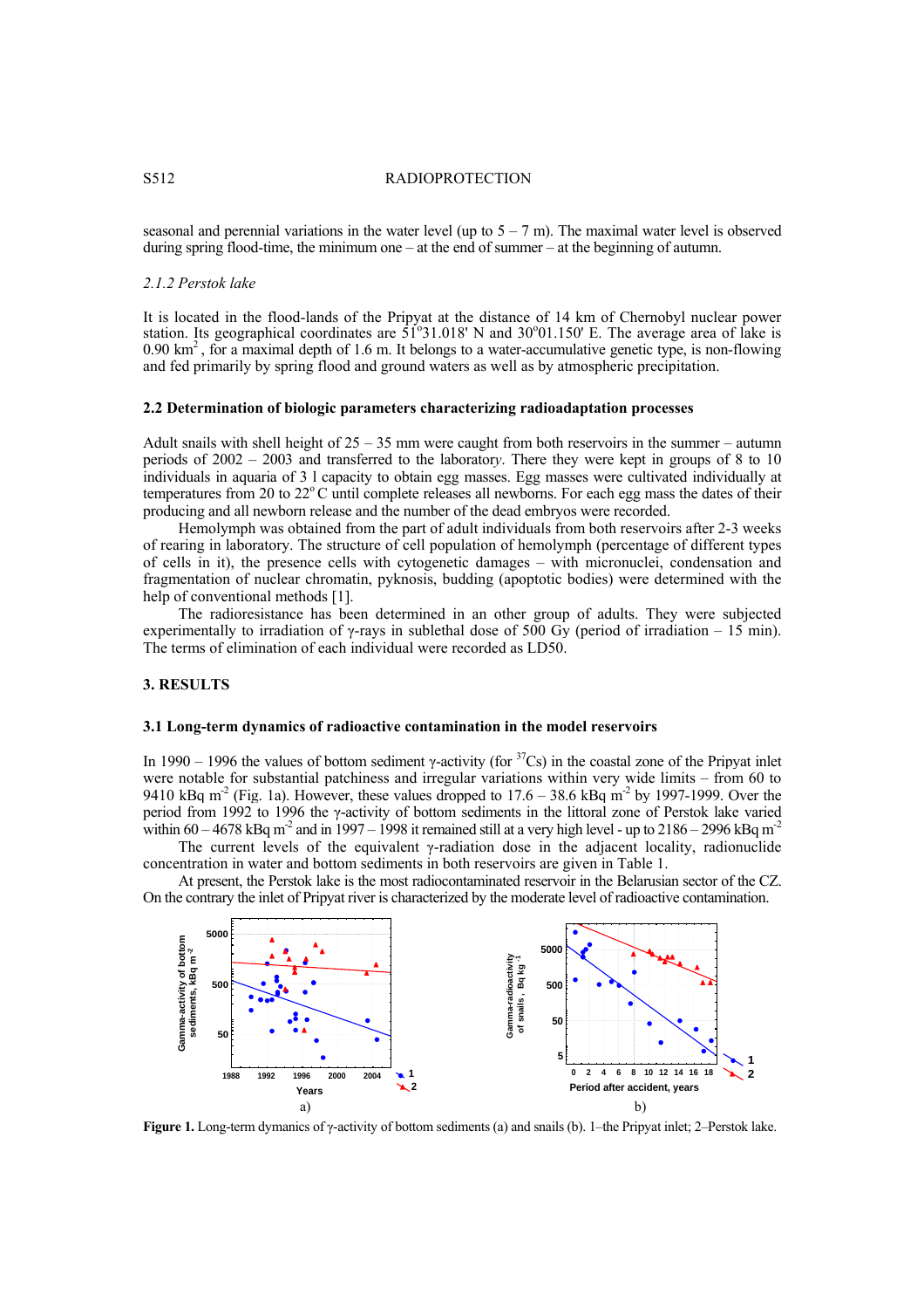seasonal and perennial variations in the water level (up to 5 – 7 m). The maximal water level is observed during spring flood-time, the minimum one – at the end of summer – at the beginning of autumn.

*2.1.2 Perstok lake*

It is located in the flood-lands of the Pripyat at the distance of 14 km of Chernobyl nuclear power station. Its geographical coordinates are 51°31.018' N and 30°01.150' E. The average area of lake is 0.90 km$^2$, for a maximal depth of 1.6 m. It belongs to a water-accumulative genetic type, is non-flowing and fed primarily by spring flood and ground waters as well as by atmospheric precipitation.

### 2.2 Determination of biologic parameters characterizing radioadaptation processes

Adult snails with shell height of 25 – 35 mm were caught from both reservoirs in the summer – autumn periods of 2002 – 2003 and transferred to the laboratory. There they were kept in groups of 8 to 10 individuals in aquaria of 3 l capacity to obtain egg masses. Egg masses were cultivated individually at temperatures from 20 to 22° C until complete releases all newborns. For each egg mass the dates of their producing and all newborn release and the number of the dead embryos were recorded.

Hemolymph was obtained from the part of adult individuals from both reservoirs after 2-3 weeks of rearing in laboratory. The structure of cell population of hemolymph (percentage of different types of cells in it), the presence cells with cytogenetic damages – with micronuclei, condensation and fragmentation of nuclear chromatin, pyknosis, budding (apoptotic bodies) were determined with the help of conventional methods [1].

The radioresistance has been determined in an other group of adults. They were subjected experimentally to irradiation of γ-rays in sublethal dose of 500 Gy (period of irradiation – 15 min). The terms of elimination of each individual were recorded as LD50.

## 3. RESULTS

### 3.1 Long-term dynamics of radioactive contamination in the model reservoirs

In 1990 – 1996 the values of bottom sediment γ-activity (for $^{37}$Cs) in the coastal zone of the Pripyat inlet were notable for substantial patchiness and irregular variations within very wide limits – from 60 to 9410 kBq m$^{-2}$ (Fig. 1a). However, these values dropped to 17.6 – 38.6 kBq m$^{-2}$ by 1997-1999. Over the period from 1992 to 1996 the γ-activity of bottom sediments in the littoral zone of Perstok lake varied within 60 – 4678 kBq m$^{-2}$ and in 1997 – 1998 it remained still at a very high level - up to 2186 – 2996 kBq m$^{-2}$

The current levels of the equivalent γ-radiation dose in the adjacent locality, radionuclide concentration in water and bottom sediments in both reservoirs are given in Table 1.

At present, the Perstok lake is the most radiocontaminated reservoir in the Belarusian sector of the CZ. On the contrary the inlet of Pripyat river is characterized by the moderate level of radioactive contamination.

**Figure 1.** Long-term dynamics of γ-activity of bottom sediments (a) and snails (b). 1–the Pripyat inlet; 2–Perstok lake.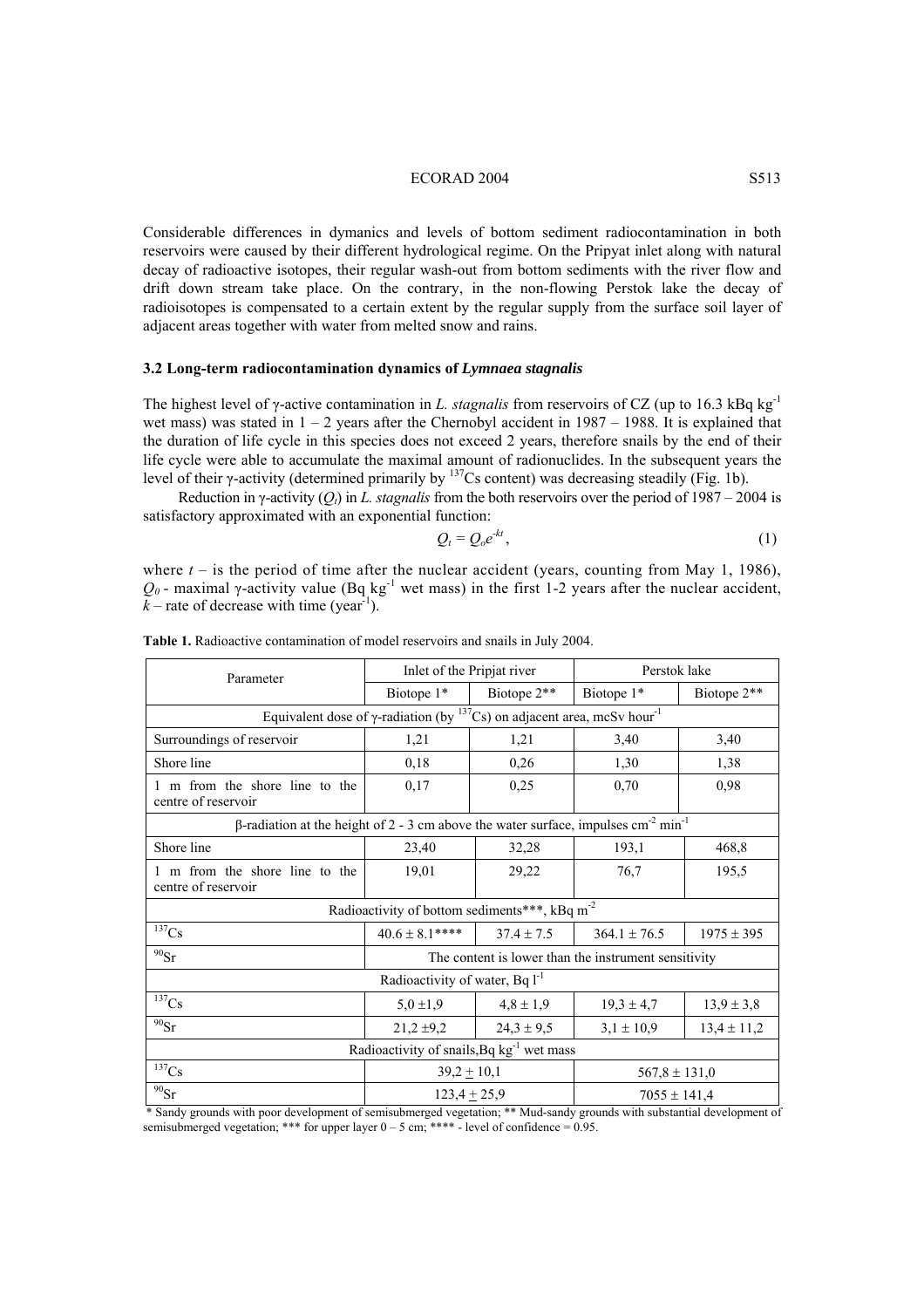Considerable differences in dymanics and levels of bottom sediment radiocontamination in both reservoirs were caused by their different hydrological regime. On the Pripyat inlet along with natural decay of radioactive isotopes, their regular wash-out from bottom sediments with the river flow and drift down stream take place. On the contrary, in the non-flowing Perstok lake the decay of radioisotopes is compensated to a certain extent by the regular supply from the surface soil layer of adjacent areas together with water from melted snow and rains.

### 3.2 Long-term radiocontamination dynamics of *Lymnaea stagnalis*

The highest level of γ-active contamination in *L. stagnalis* from reservoirs of CZ (up to 16.3 kBq $kg^{-1}$ wet mass) was stated in 1 – 2 years after the Chernobyl accident in 1987 – 1988. It is explained that the duration of life cycle in this species does not exceed 2 years, therefore snails by the end of their life cycle were able to accumulate the maximal amount of radionuclides. In the subsequent years the level of their γ-activity (determined primarily by $^{137}Cs$ content) was decreasing steadily (Fig. 1b).

Reduction in γ-activity ($Q_t$) in *L. stagnalis* from the both reservoirs over the period of 1987 – 2004 is satisfactory approximated with an exponential function:

$$Q_t = Q_o e^{-kt}, \tag{1}$$

where $t$ – is the period of time after the nuclear accident (years, counting from May 1, 1986), $Q_0$ - maximal γ-activity value (Bq $kg^{-1}$ wet mass) in the first 1-2 years after the nuclear accident, $k$ – rate of decrease with time ($year^{-1}$).

**Table 1.** Radioactive contamination of model reservoirs and snails in July 2004.

| Parameter | Inlet of the Pripjat river | | Perstok lake | |
|---|---|---|---|---|
| | Biotope 1* | Biotope 2** | Biotope 1* | Biotope 2** |
| Equivalent dose of γ-radiation (by $^{137}Cs$) on adjacent area, mcSv $hour^{-1}$ | | | | |
| Surroundings of reservoir | 1,21 | 1,21 | 3,40 | 3,40 |
| Shore line | 0,18 | 0,26 | 1,30 | 1,38 |
| 1 m from the shore line to the centre of reservoir | 0,17 | 0,25 | 0,70 | 0,98 |
| β-radiation at the height of 2 - 3 cm above the water surface, impulses $cm^{-2}$ $min^{-1}$ | | | | |
| Shore line | 23,40 | 32,28 | 193,1 | 468,8 |
| 1 m from the shore line to the centre of reservoir | 19,01 | 29,22 | 76,7 | 195,5 |
| Radioactivity of bottom sediments***, kBq $m^{-2}$ | | | | |
| $^{137}Cs$ | 40.6 ± 8.1**** | 37.4 ± 7.5 | 364.1 ± 76.5 | 1975 ± 395 |
| $^{90}Sr$ | The content is lower than the instrument sensitivity | | | |
| Radioactivity of water, Bq $l^{-1}$ | | | | |
| $^{137}Cs$ | 5,0 ±1,9 | 4,8 ± 1,9 | 19,3 ± 4,7 | 13,9 ± 3,8 |
| $^{90}Sr$ | 21,2 ±9,2 | 24,3 ± 9,5 | 3,1 ± 10,9 | 13,4 ± 11,2 |
| Radioactivity of snails, Bq $kg^{-1}$ wet mass | | | | |
| $^{137}Cs$ | 39,2 ± 10,1 | | 567,8 ± 131,0 | |
| $^{90}Sr$ | 123,4 ± 25,9 | | 7055 ± 141,4 | |

\* Sandy grounds with poor development of semisubmerged vegetation; ** Mud-sandy grounds with substantial development of semisubmerged vegetation; *** for upper layer 0 – 5 cm; **** - level of confidence = 0.95.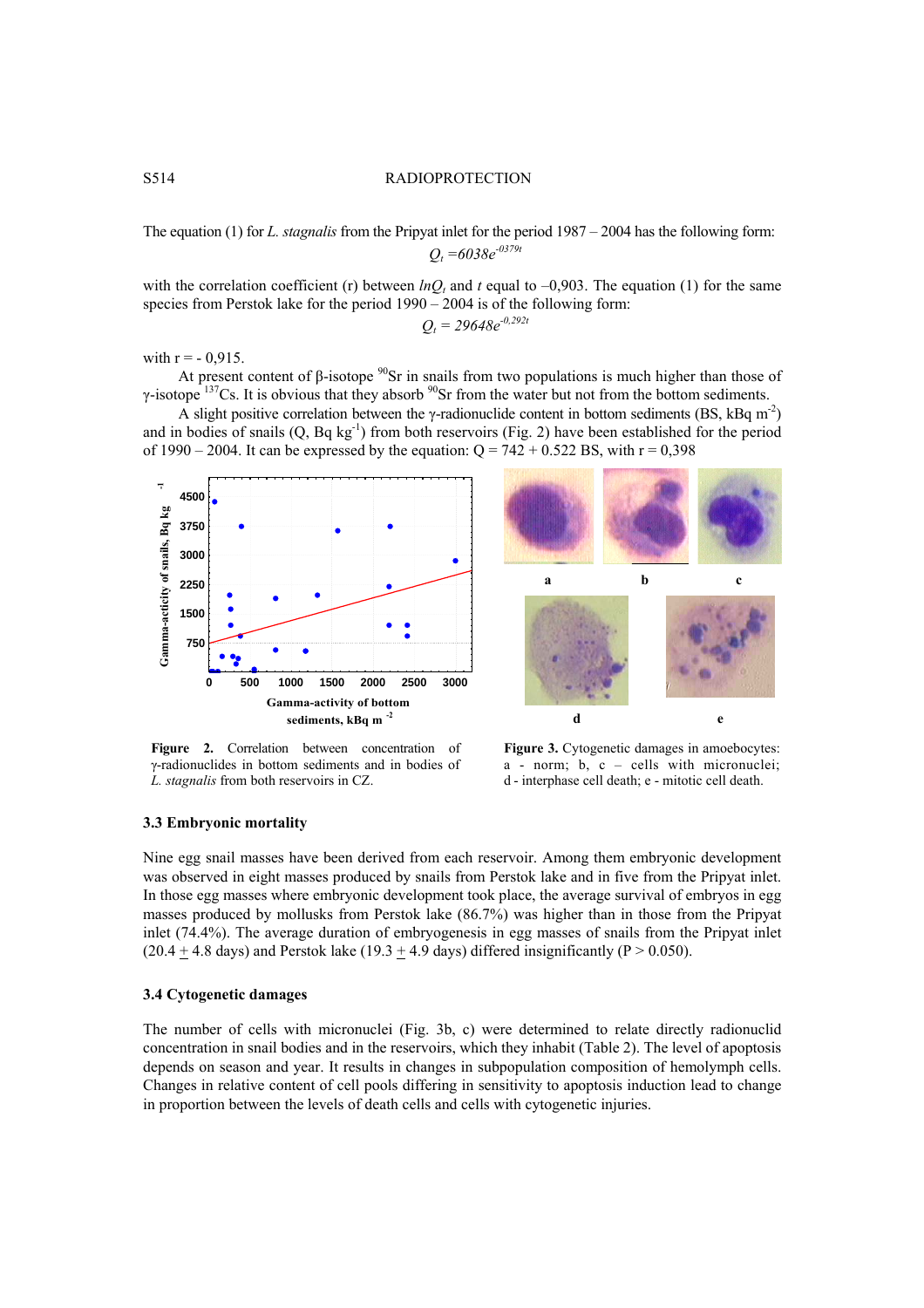The equation (1) for *L. stagnalis* from the Pripyat inlet for the period 1987 – 2004 has the following form:

$$Q_t = 6038e^{-0379t}$$

with the correlation coefficient (r) between $lnQ_t$ and $t$ equal to –0,903. The equation (1) for the same species from Perstok lake for the period 1990 – 2004 is of the following form:

$$Q_t = 29648e^{-0,292t}$$

with r = - 0,915.

At present content of β-isotope $^{90}$Sr in snails from two populations is much higher than those of γ-isotope $^{137}$Cs. It is obvious that they absorb $^{90}$Sr from the water but not from the bottom sediments.

A slight positive correlation between the γ-radionuclide content in bottom sediments (BS, kBq $m^{-2}$) and in bodies of snails (Q, Bq $kg^{-1}$) from both reservoirs (Fig. 2) have been established for the period of 1990 – 2004. It can be expressed by the equation: Q = 742 + 0.522 BS, with r = 0,398

**Figure 2.** Correlation between concentration of γ-radionuclides in bottom sediments and in bodies of *L. stagnalis* from both reservoirs in CZ.

**Figure 3.** Cytogenetic damages in amoebocytes: a - norm; b, c – cells with micronuclei; d - interphase cell death; e - mitotic cell death.

### 3.3 Embryonic mortality

Nine egg snail masses have been derived from each reservoir. Among them embryonic development was observed in eight masses produced by snails from Perstok lake and in five from the Pripyat inlet. In those egg masses where embryonic development took place, the average survival of embryos in egg masses produced by mollusks from Perstok lake (86.7%) was higher than in those from the Pripyat inlet (74.4%). The average duration of embryogenesis in egg masses of snails from the Pripyat inlet (20.4 $\pm$ 4.8 days) and Perstok lake (19.3 $\pm$ 4.9 days) differed insignificantly (P > 0.050).

### 3.4 Cytogenetic damages

The number of cells with micronuclei (Fig. 3b, c) were determined to relate directly radionuclid concentration in snail bodies and in the reservoirs, which they inhabit (Table 2). The level of apoptosis depends on season and year. It results in changes in subpopulation composition of hemolymph cells. Changes in relative content of cell pools differing in sensitivity to apoptosis induction lead to change in proportion between the levels of death cells and cells with cytogenetic injuries.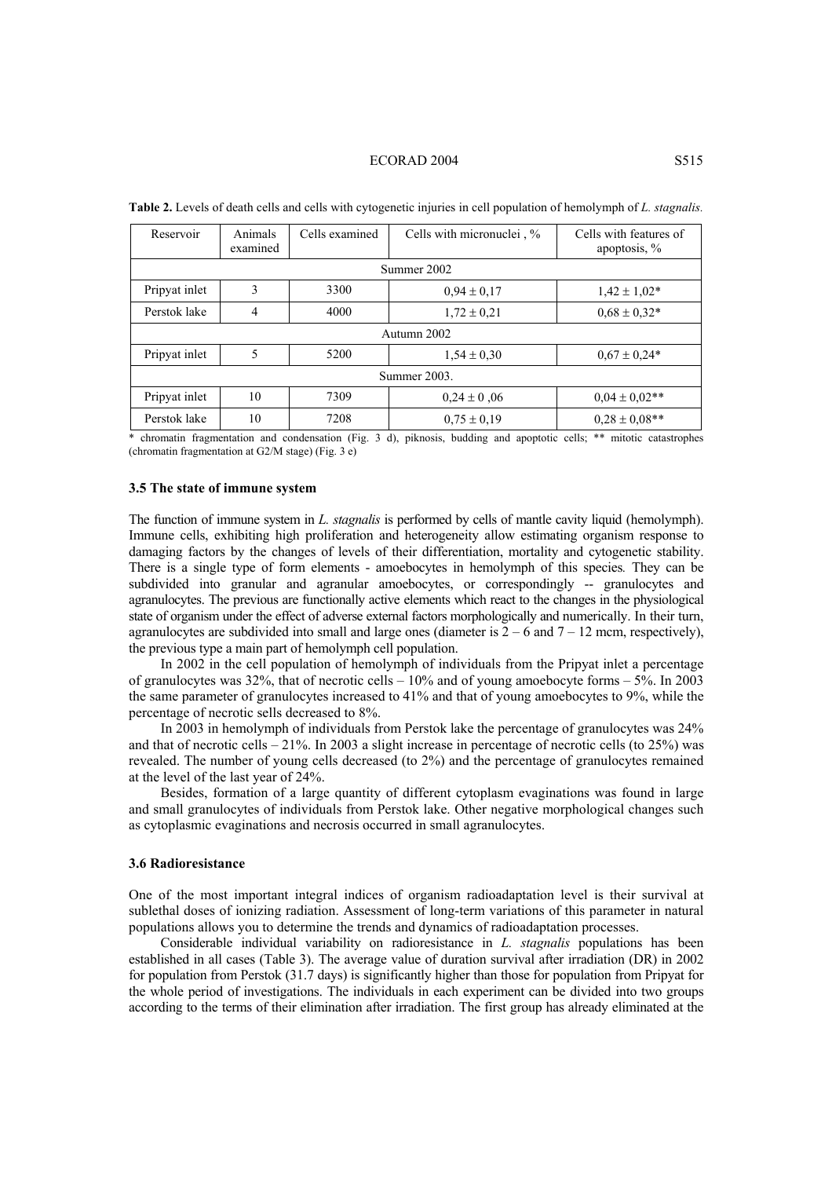**Table 2.** Levels of death cells and cells with cytogenetic injuries in cell population of hemolymph of *L. stagnalis.*

| Reservoir | Animals examined | Cells examined | Cells with micronuclei , % | Cells with features of apoptosis, % |
|---|---|---|---|---|
| Summer 2002 | | | | |
| Pripyat inlet | 3 | 3300 | 0,94 ± 0,17 | 1,42 ± 1,02* |
| Perstok lake | 4 | 4000 | 1,72 ± 0,21 | 0,68 ± 0,32* |
| Autumn 2002 | | | | |
| Pripyat inlet | 5 | 5200 | 1,54 ± 0,30 | 0,67 ± 0,24* |
| Summer 2003. | | | | |
| Pripyat inlet | 10 | 7309 | 0,24 ± 0 ,06 | 0,04 ± 0,02** |
| Perstok lake | 10 | 7208 | 0,75 ± 0,19 | 0,28 ± 0,08** |

* chromatin fragmentation and condensation (Fig. 3 d), piknosis, budding and apoptotic cells; ** mitotic catastrophes (chromatin fragmentation at G2/M stage) (Fig. 3 e)

### 3.5 The state of immune system

The function of immune system in *L. stagnalis* is performed by cells of mantle cavity liquid (hemolymph). Immune cells, exhibiting high proliferation and heterogeneity allow estimating organism response to damaging factors by the changes of levels of their differentiation, mortality and cytogenetic stability. There is a single type of form elements - amoebocytes in hemolymph of this species*.* They can be subdivided into granular and agranular amoebocytes, or correspondingly -- granulocytes and agranulocytes. The previous are functionally active elements which react to the changes in the physiological state of organism under the effect of adverse external factors morphologically and numerically. In their turn, agranulocytes are subdivided into small and large ones (diameter is 2 – 6 and 7 – 12 mcm, respectively), the previous type a main part of hemolymph cell population.

In 2002 in the cell population of hemolymph of individuals from the Pripyat inlet a percentage of granulocytes was 32%, that of necrotic cells – 10% and of young amoebocyte forms – 5%. In 2003 the same parameter of granulocytes increased to 41% and that of young amoebocytes to 9%, while the percentage of necrotic sells decreased to 8%.

In 2003 in hemolymph of individuals from Perstok lake the percentage of granulocytes was 24% and that of necrotic cells – 21%. In 2003 a slight increase in percentage of necrotic cells (to 25%) was revealed. The number of young cells decreased (to 2%) and the percentage of granulocytes remained at the level of the last year of 24%.

Besides, formation of a large quantity of different cytoplasm evaginations was found in large and small granulocytes of individuals from Perstok lake. Other negative morphological changes such as cytoplasmic evaginations and necrosis occurred in small agranulocytes.

### 3.6 Radioresistance

One of the most important integral indices of organism radioadaptation level is their survival at sublethal doses of ionizing radiation. Assessment of long-term variations of this parameter in natural populations allows you to determine the trends and dynamics of radioadaptation processes.

Considerable individual variability on radioresistance in *L. stagnalis* populations has been established in all cases (Table 3). The average value of duration survival after irradiation (DR) in 2002 for population from Perstok (31.7 days) is significantly higher than those for population from Pripyat for the whole period of investigations. The individuals in each experiment can be divided into two groups according to the terms of their elimination after irradiation. The first group has already eliminated at the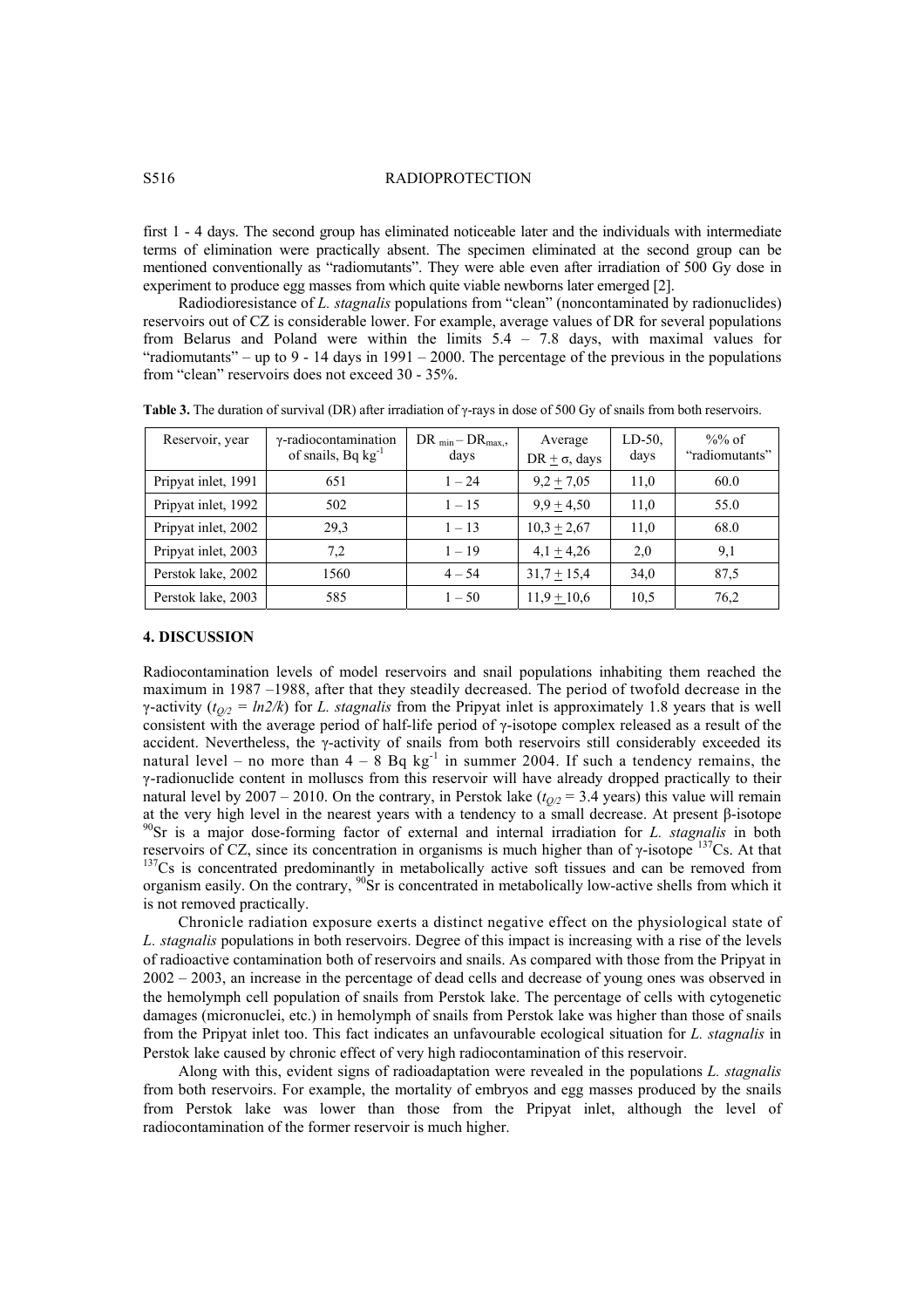first 1 - 4 days. The second group has eliminated noticeable later and the individuals with intermediate terms of elimination were practically absent. The specimen eliminated at the second group can be mentioned conventionally as "radiomutants". They were able even after irradiation of 500 Gy dose in experiment to produce egg masses from which quite viable newborns later emerged [2].

Radiodioresistance of *L. stagnalis* populations from "clean" (noncontaminated by radionuclides) reservoirs out of CZ is considerable lower. For example, average values of DR for several populations from Belarus and Poland were within the limits 5.4 – 7.8 days, with maximal values for "radiomutants" – up to 9 - 14 days in 1991 – 2000. The percentage of the previous in the populations from "clean" reservoirs does not exceed 30 - 35%.

**Table 3.** The duration of survival (DR) after irradiation of γ-rays in dose of 500 Gy of snails from both reservoirs.

| Reservoir, year | γ-radiocontamination of snails, Bq kg$^{-1}$ | $DR_{min} – DR_{max}$, days | Average DR $\pm$ σ, days | LD-50, days | %% of "radiomutants" |
|---|---|---|---|---|---|
| Pripyat inlet, 1991 | 651 | 1 – 24 | 9,2 $\pm$ 7,05 | 11,0 | 60.0 |
| Pripyat inlet, 1992 | 502 | 1 – 15 | 9,9 $\pm$ 4,50 | 11,0 | 55.0 |
| Pripyat inlet, 2002 | 29,3 | 1 – 13 | 10,3 $\pm$ 2,67 | 11,0 | 68.0 |
| Pripyat inlet, 2003 | 7,2 | 1 – 19 | 4,1 $\pm$ 4,26 | 2,0 | 9,1 |
| Perstok lake, 2002 | 1560 | 4 – 54 | 31,7 $\pm$ 15,4 | 34,0 | 87,5 |
| Perstok lake, 2003 | 585 | 1 – 50 | 11,9 $\pm$ 10,6 | 10,5 | 76,2 |

## 4. DISCUSSION

Radiocontamination levels of model reservoirs and snail populations inhabiting them reached the maximum in 1987 –1988, after that they steadily decreased. The period of twofold decrease in the γ-activity ($t_{Q/2} = ln2/k$) for *L. stagnalis* from the Pripyat inlet is approximately 1.8 years that is well consistent with the average period of half-life period of γ-isotope complex released as a result of the accident. Nevertheless, the γ-activity of snails from both reservoirs still considerably exceeded its natural level – no more than 4 – 8 Bq kg$^{-1}$ in summer 2004. If such a tendency remains, the γ-radionuclide content in molluscs from this reservoir will have already dropped practically to their natural level by 2007 – 2010. On the contrary, in Perstok lake ($t_{Q/2}$ = 3.4 years) this value will remain at the very high level in the nearest years with a tendency to a small decrease. At present β-isotope $^{90}$Sr is a major dose-forming factor of external and internal irradiation for *L. stagnalis* in both reservoirs of CZ, since its concentration in organisms is much higher than of γ-isotope $^{137}$Cs. At that $^{137}$Cs is concentrated predominantly in metabolically active soft tissues and can be removed from organism easily. On the contrary, $^{90}$Sr is concentrated in metabolically low-active shells from which it is not removed practically.

Chronicle radiation exposure exerts a distinct negative effect on the physiological state of *L. stagnalis* populations in both reservoirs. Degree of this impact is increasing with a rise of the levels of radioactive contamination both of reservoirs and snails. As compared with those from the Pripyat in 2002 – 2003, an increase in the percentage of dead cells and decrease of young ones was observed in the hemolymph cell population of snails from Perstok lake. The percentage of cells with cytogenetic damages (micronuclei, etc.) in hemolymph of snails from Perstok lake was higher than those of snails from the Pripyat inlet too. This fact indicates an unfavourable ecological situation for *L. stagnalis* in Perstok lake caused by chronic effect of very high radiocontamination of this reservoir.

Along with this, evident signs of radioadaptation were revealed in the populations *L. stagnalis* from both reservoirs. For example, the mortality of embryos and egg masses produced by the snails from Perstok lake was lower than those from the Pripyat inlet, although the level of radiocontamination of the former reservoir is much higher.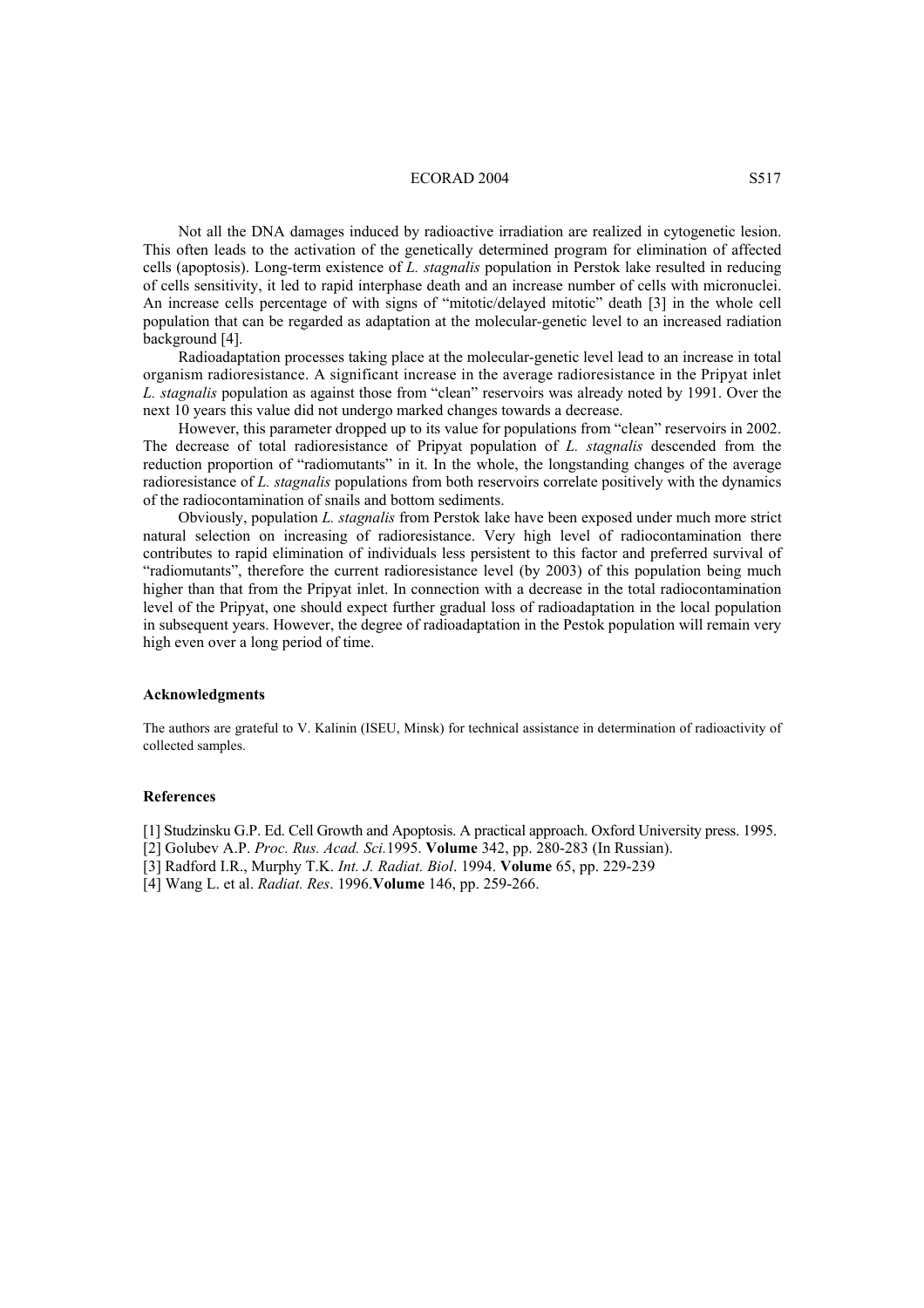Not all the DNA damages induced by radioactive irradiation are realized in cytogenetic lesion. This often leads to the activation of the genetically determined program for elimination of affected cells (apoptosis). Long-term existence of *L. stagnalis* population in Perstok lake resulted in reducing of cells sensitivity, it led to rapid interphase death and an increase number of cells with micronuclei. An increase cells percentage of with signs of "mitotic/delayed mitotic" death [3] in the whole cell population that can be regarded as adaptation at the molecular-genetic level to an increased radiation background [4].

Radioadaptation processes taking place at the molecular-genetic level lead to an increase in total organism radioresistance. A significant increase in the average radioresistance in the Pripyat inlet *L. stagnalis* population as against those from "clean" reservoirs was already noted by 1991. Over the next 10 years this value did not undergo marked changes towards a decrease.

However, this parameter dropped up to its value for populations from "clean" reservoirs in 2002. The decrease of total radioresistance of Pripyat population of *L. stagnalis* descended from the reduction proportion of "radiomutants" in it. In the whole, the longstanding changes of the average radioresistance of *L. stagnalis* populations from both reservoirs correlate positively with the dynamics of the radiocontamination of snails and bottom sediments.

Obviously, population *L. stagnalis* from Perstok lake have been exposed under much more strict natural selection on increasing of radioresistance. Very high level of radiocontamination there contributes to rapid elimination of individuals less persistent to this factor and preferred survival of "radiomutants", therefore the current radioresistance level (by 2003) of this population being much higher than that from the Pripyat inlet. In connection with a decrease in the total radiocontamination level of the Pripyat, one should expect further gradual loss of radioadaptation in the local population in subsequent years. However, the degree of radioadaptation in the Pestok population will remain very high even over a long period of time.

### Acknowledgments

The authors are grateful to V. Kalinin (ISEU, Minsk) for technical assistance in determination of radioactivity of collected samples.

### References

[1] Studzinsku G.P. Ed. Cell Growth and Apoptosis. A practical approach. Oxford University press. 1995.

[2] Golubev A.P. *Proc. Rus. Acad. Sci.*1995. **Volume** 342, pp. 280-283 (In Russian).

[3] Radford I.R., Murphy T.K. *Int. J. Radiat. Biol*. 1994. **Volume** 65, pp. 229-239

[4] Wang L. et al. *Radiat. Res*. 1996.**Volume** 146, pp. 259-266.